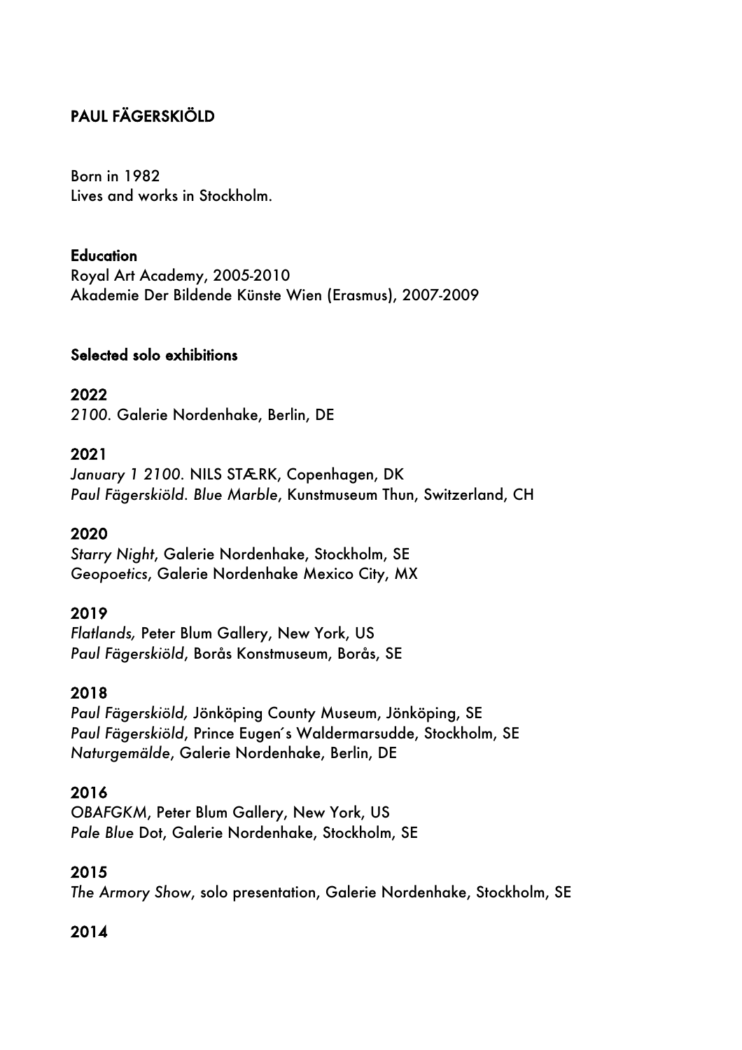**PAUL FÄGERSKIÖLD**

Born in 1982
Lives and works in Stockholm.

**Education**
Royal Art Academy, 2005-2010
Akademie Der Bildende Künste Wien (Erasmus), 2007-2009

**Selected solo exhibitions**

**2022**
*2100*. Galerie Nordenhake, Berlin, DE

**2021**
*January 1 2100*. NILS STÆRK, Copenhagen, DK
*Paul Fägerskiöld. Blue Marble*, Kunstmuseum Thun, Switzerland, CH

**2020**
*Starry Night*, Galerie Nordenhake, Stockholm, SE
*Geopoetics*, Galerie Nordenhake Mexico City, MX

**2019**
*Flatlands,* Peter Blum Gallery, New York, US
*Paul Fägerskiöld*, Borås Konstmuseum, Borås, SE

**2018**
*Paul Fägerskiöld,* Jönköping County Museum, Jönköping, SE
*Paul Fägerskiöld*, Prince Eugen´s Waldermarsudde, Stockholm, SE
*Naturgemälde*, Galerie Nordenhake, Berlin, DE

**2016**
*OBAFGKM*, Peter Blum Gallery, New York, US
*Pale Blue* Dot, Galerie Nordenhake, Stockholm, SE

**2015**
*The Armory Show*, solo presentation, Galerie Nordenhake, Stockholm, SE

**2014**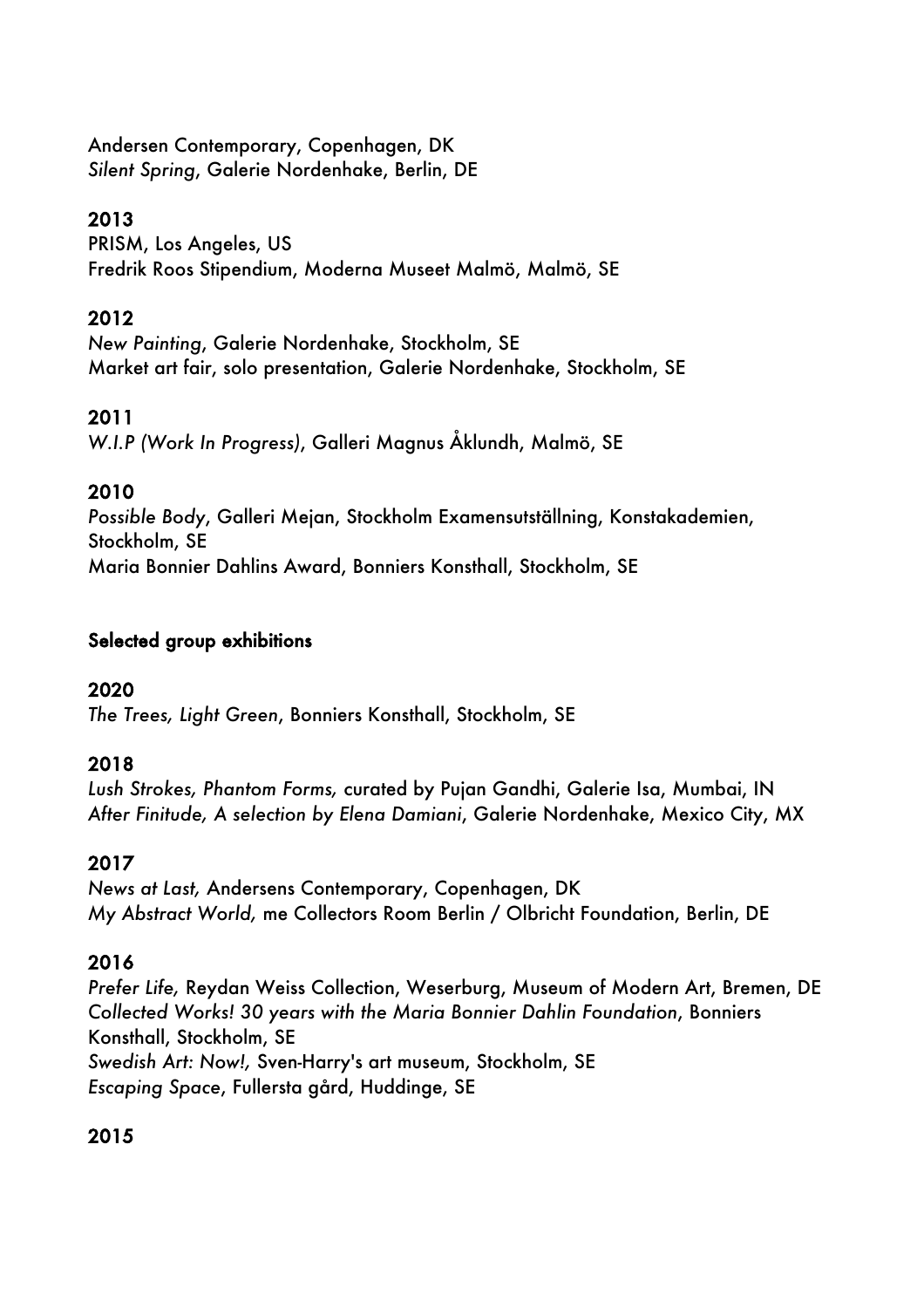Andersen Contemporary, Copenhagen, DK
*Silent Spring*, Galerie Nordenhake, Berlin, DE

**2013**
PRISM, Los Angeles, US
Fredrik Roos Stipendium, Moderna Museet Malmö, Malmö, SE

**2012**
*New Painting*, Galerie Nordenhake, Stockholm, SE
Market art fair, solo presentation, Galerie Nordenhake, Stockholm, SE

**2011**
*W.I.P (Work In Progress)*, Galleri Magnus Åklundh, Malmö, SE

**2010**
*Possible Body*, Galleri Mejan, Stockholm Examensutställning, Konstakademien, Stockholm, SE
Maria Bonnier Dahlins Award, Bonniers Konsthall, Stockholm, SE

## Selected group exhibitions

**2020**
*The Trees, Light Green*, Bonniers Konsthall, Stockholm, SE

**2018**
*Lush Strokes, Phantom Forms,* curated by Pujan Gandhi, Galerie Isa, Mumbai, IN
*After Finitude, A selection by Elena Damiani*, Galerie Nordenhake, Mexico City, MX

**2017**
*News at Last,* Andersens Contemporary, Copenhagen, DK
*My Abstract World,* me Collectors Room Berlin / Olbricht Foundation, Berlin, DE

**2016**
*Prefer Life,* Reydan Weiss Collection, Weserburg, Museum of Modern Art, Bremen, DE
*Collected Works! 30 years with the Maria Bonnier Dahlin Foundation*, Bonniers Konsthall, Stockholm, SE
*Swedish Art: Now!,* Sven-Harry's art museum, Stockholm, SE
*Escaping Space*, Fullersta gård, Huddinge, SE

**2015**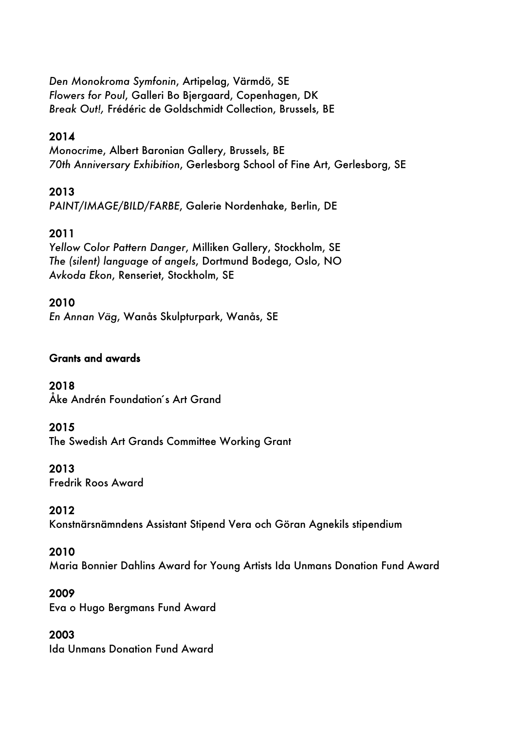*Den Monokroma Symfonin*, Artipelag, Värmdö, SE
*Flowers for Poul*, Galleri Bo Bjergaard, Copenhagen, DK
*Break Out!,* Frédéric de Goldschmidt Collection, Brussels, BE

**2014**
*Monocrime*, Albert Baronian Gallery, Brussels, BE
*70th Anniversary Exhibition*, Gerlesborg School of Fine Art, Gerlesborg, SE

**2013**
*PAINT/IMAGE/BILD/FARBE*, Galerie Nordenhake, Berlin, DE

**2011**
*Yellow Color Pattern Danger*, Milliken Gallery, Stockholm, SE
*The (silent) language of angels*, Dortmund Bodega, Oslo, NO
*Avkoda Ekon*, Renseriet, Stockholm, SE

**2010**
*En Annan Väg*, Wanås Skulpturpark, Wanås, SE

## Grants and awards

**2018**
Åke Andrén Foundation´s Art Grand

**2015**
The Swedish Art Grands Committee Working Grant

**2013**
Fredrik Roos Award

**2012**
Konstnärsnämndens Assistant Stipend Vera och Göran Agnekils stipendium

**2010**
Maria Bonnier Dahlins Award for Young Artists Ida Unmans Donation Fund Award

**2009**
Eva o Hugo Bergmans Fund Award

**2003**
Ida Unmans Donation Fund Award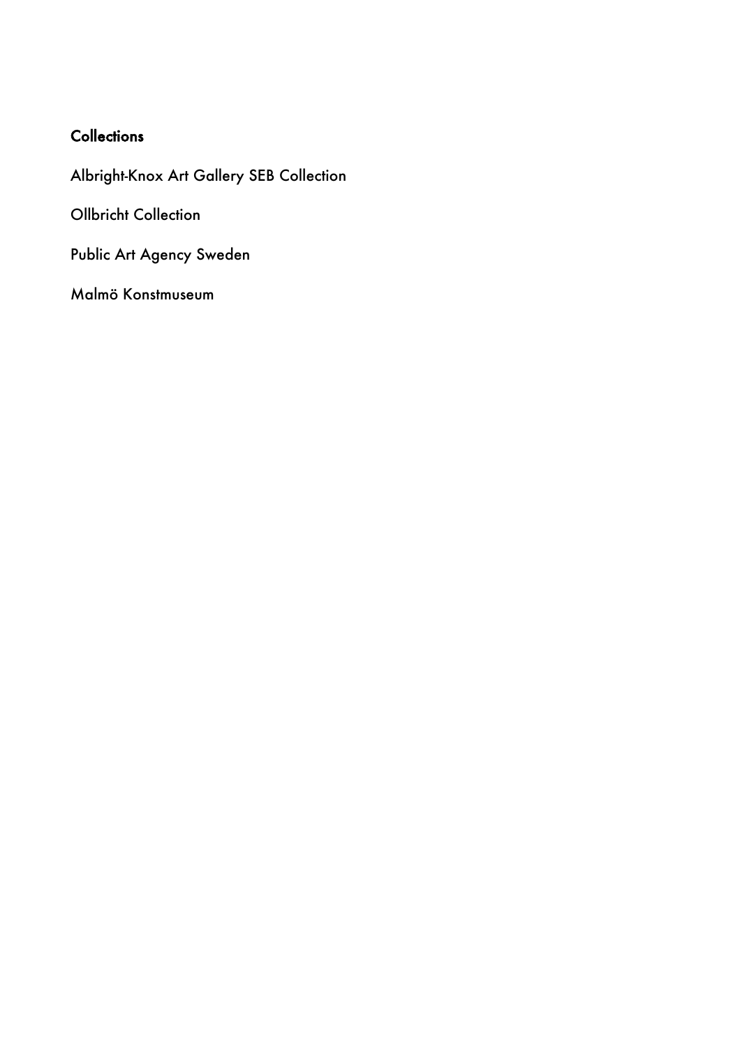**Collections**

Albright-Knox Art Gallery SEB Collection

Ollbricht Collection

Public Art Agency Sweden

Malmö Konstmuseum